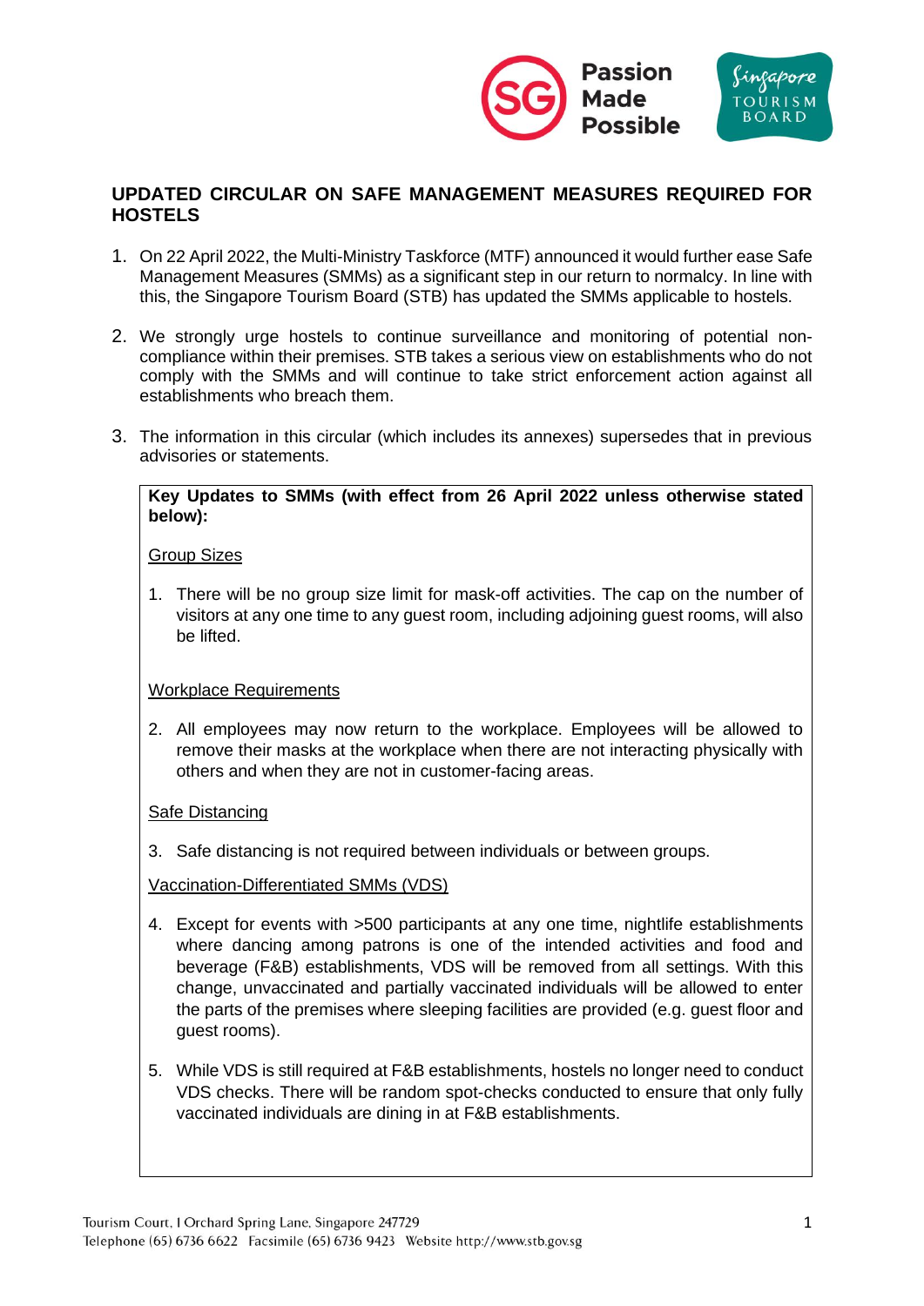# UPDATED CIRCULAR ON SAFE MANAGEMENT MEASURES REQUIRED FOR HOSTELS

1. On 22 April 2022, the Multi-Ministry Taskforce (MTF) announced it would further ease Safe Management Measures (SMMs) as a significant step in our return to normalcy. In line with this, the Singapore Tourism Board (STB) has updated the SMMs applicable to hostels.

2. We strongly urge hostels to continue surveillance and monitoring of potential non-compliance within their premises. STB takes a serious view on establishments who do not comply with the SMMs and will continue to take strict enforcement action against all establishments who breach them.

3. The information in this circular (which includes its annexes) supersedes that in previous advisories or statements.

**Key Updates to SMMs (with effect from 26 April 2022 unless otherwise stated below):**

Group Sizes

1. There will be no group size limit for mask-off activities. The cap on the number of visitors at any one time to any guest room, including adjoining guest rooms, will also be lifted.

Workplace Requirements

2. All employees may now return to the workplace. Employees will be allowed to remove their masks at the workplace when there are not interacting physically with others and when they are not in customer-facing areas.

Safe Distancing

3. Safe distancing is not required between individuals or between groups.

Vaccination-Differentiated SMMs (VDS)

4. Except for events with >500 participants at any one time, nightlife establishments where dancing among patrons is one of the intended activities and food and beverage (F&B) establishments, VDS will be removed from all settings. With this change, unvaccinated and partially vaccinated individuals will be allowed to enter the parts of the premises where sleeping facilities are provided (e.g. guest floor and guest rooms).

5. While VDS is still required at F&B establishments, hostels no longer need to conduct VDS checks. There will be random spot-checks conducted to ensure that only fully vaccinated individuals are dining in at F&B establishments.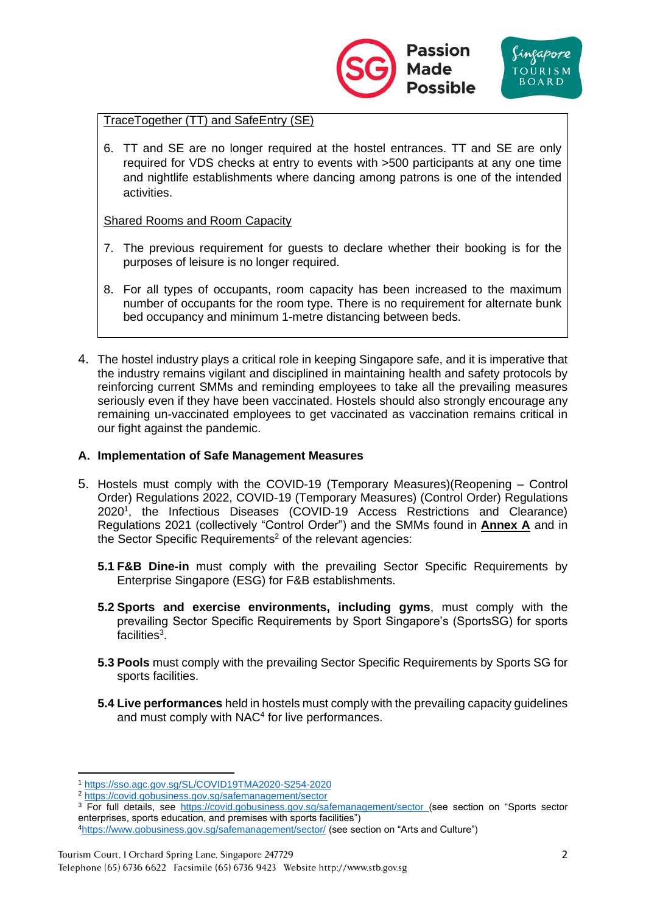TraceTogether (TT) and SafeEntry (SE)

6. TT and SE are no longer required at the hostel entrances. TT and SE are only required for VDS checks at entry to events with >500 participants at any one time and nightlife establishments where dancing among patrons is one of the intended activities.

Shared Rooms and Room Capacity

7. The previous requirement for guests to declare whether their booking is for the purposes of leisure is no longer required.

8. For all types of occupants, room capacity has been increased to the maximum number of occupants for the room type. There is no requirement for alternate bunk bed occupancy and minimum 1-metre distancing between beds.

4. The hostel industry plays a critical role in keeping Singapore safe, and it is imperative that the industry remains vigilant and disciplined in maintaining health and safety protocols by reinforcing current SMMs and reminding employees to take all the prevailing measures seriously even if they have been vaccinated. Hostels should also strongly encourage any remaining un-vaccinated employees to get vaccinated as vaccination remains critical in our fight against the pandemic.

**A. Implementation of Safe Management Measures**

5. Hostels must comply with the COVID-19 (Temporary Measures)(Reopening – Control Order) Regulations 2022, COVID-19 (Temporary Measures) (Control Order) Regulations 2020[1], the Infectious Diseases (COVID-19 Access Restrictions and Clearance) Regulations 2021 (collectively "Control Order") and the SMMs found in **Annex A** and in the Sector Specific Requirements[2] of the relevant agencies:

   **5.1 F&B Dine-in** must comply with the prevailing Sector Specific Requirements by Enterprise Singapore (ESG) for F&B establishments.

   **5.2 Sports and exercise environments, including gyms**, must comply with the prevailing Sector Specific Requirements by Sport Singapore's (SportsSG) for sports facilities[3].

   **5.3 Pools** must comply with the prevailing Sector Specific Requirements by Sports SG for sports facilities.

   **5.4 Live performances** held in hostels must comply with the prevailing capacity guidelines and must comply with NAC[4] for live performances.

---

[1] https://sso.agc.gov.sg/SL/COVID19TMA2020-S254-2020

[2] https://covid.gobusiness.gov.sg/safemanagement/sector

[3] For full details, see https://covid.gobusiness.gov.sg/safemanagement/sector (see section on "Sports sector enterprises, sports education, and premises with sports facilities")

[4] https://www.gobusiness.gov.sg/safemanagement/sector/ (see section on "Arts and Culture")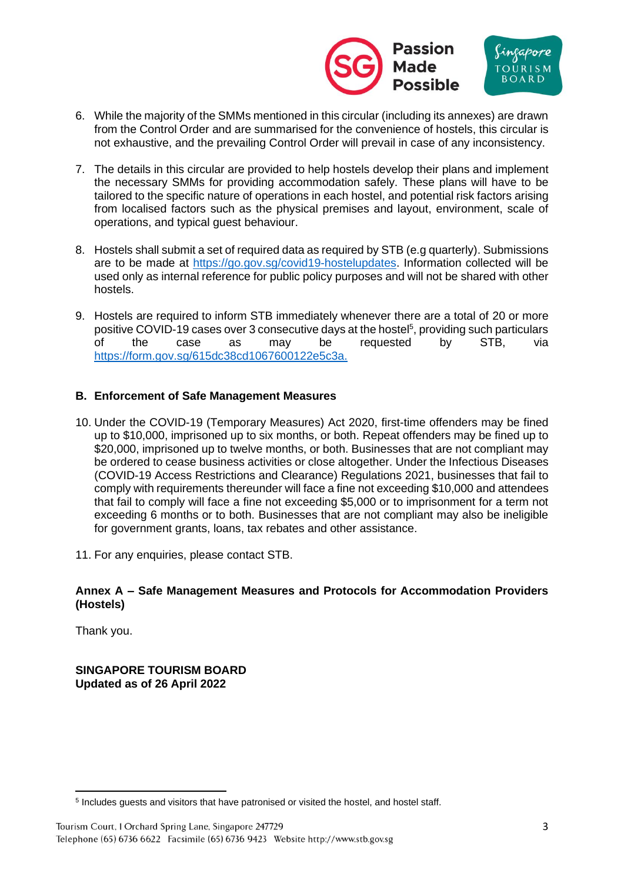6. While the majority of the SMMs mentioned in this circular (including its annexes) are drawn from the Control Order and are summarised for the convenience of hostels, this circular is not exhaustive, and the prevailing Control Order will prevail in case of any inconsistency.

7. The details in this circular are provided to help hostels develop their plans and implement the necessary SMMs for providing accommodation safely. These plans will have to be tailored to the specific nature of operations in each hostel, and potential risk factors arising from localised factors such as the physical premises and layout, environment, scale of operations, and typical guest behaviour.

8. Hostels shall submit a set of required data as required by STB (e.g quarterly). Submissions are to be made at https://go.gov.sg/covid19-hostelupdates. Information collected will be used only as internal reference for public policy purposes and will not be shared with other hostels.

9. Hostels are required to inform STB immediately whenever there are a total of 20 or more positive COVID-19 cases over 3 consecutive days at the hostel[5], providing such particulars of the case as may be requested by STB, via https://form.gov.sg/615dc38cd1067600122e5c3a.

## B. Enforcement of Safe Management Measures

10. Under the COVID-19 (Temporary Measures) Act 2020, first-time offenders may be fined up to $10,000, imprisoned up to six months, or both. Repeat offenders may be fined up to $20,000, imprisoned up to twelve months, or both. Businesses that are not compliant may be ordered to cease business activities or close altogether. Under the Infectious Diseases (COVID-19 Access Restrictions and Clearance) Regulations 2021, businesses that fail to comply with requirements thereunder will face a fine not exceeding $10,000 and attendees that fail to comply will face a fine not exceeding $5,000 or to imprisonment for a term not exceeding 6 months or to both. Businesses that are not compliant may also be ineligible for government grants, loans, tax rebates and other assistance.

11. For any enquiries, please contact STB.

**Annex A – Safe Management Measures and Protocols for Accommodation Providers (Hostels)**

Thank you.

**SINGAPORE TOURISM BOARD**
**Updated as of 26 April 2022**

[5] Includes guests and visitors that have patronised or visited the hostel, and hostel staff.